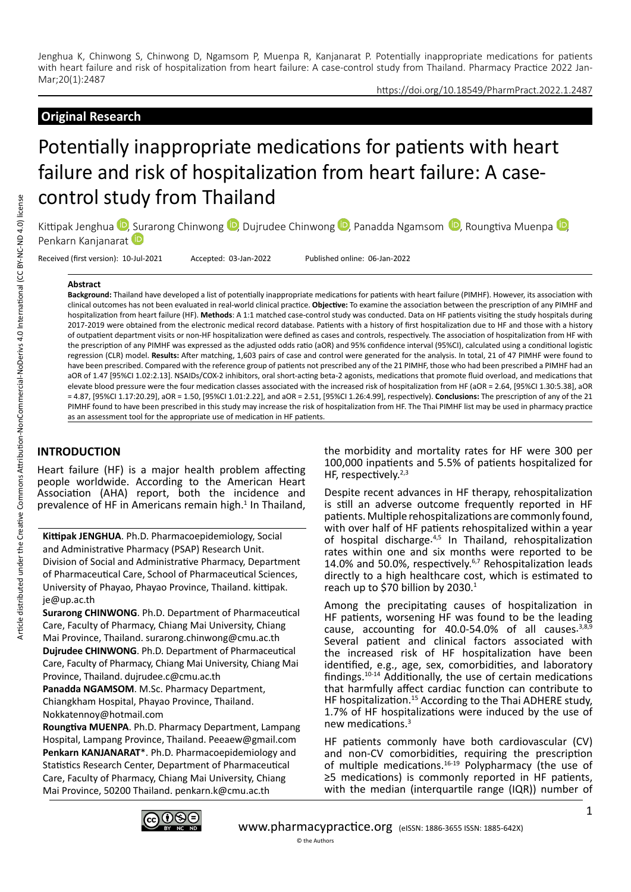Jenghua K, Chinwong S, Chinwong D, Ngamsom P, Muenpa R, Kanjanarat P. Potentially inappropriate medications for patients with heart failure and risk of hospitalization from heart failure: A case-control study from Thailand. Pharmacy Practice 2022 Jan-Mar;20(1):2487

https://doi.org/10.18549/PharmPract.2022.1.2487

## Original Research

# Potentially inappropriate medications for patients with heart failure and risk of hospitalization from heart failure: A case-control study from Thailand

Kittipak Jenghua, Surarong Chinwong, Dujrudee Chinwong, Panadda Ngamsom, Roungtiva Muenpa, Penkarn Kanjanarat

Received (first version): 10-Jul-2021 Accepted: 03-Jan-2022 Published online: 06-Jan-2022

### Abstract

**Background:** Thailand have developed a list of potentially inappropriate medications for patients with heart failure (PIMHF). However, its association with clinical outcomes has not been evaluated in real-world clinical practice. **Objective:** To examine the association between the prescription of any PIMHF and hospitalization from heart failure (HF). **Methods**: A 1:1 matched case-control study was conducted. Data on HF patients visiting the study hospitals during 2017-2019 were obtained from the electronic medical record database. Patients with a history of first hospitalization due to HF and those with a history of outpatient department visits or non-HF hospitalization were defined as cases and controls, respectively. The association of hospitalization from HF with the prescription of any PIMHF was expressed as the adjusted odds ratio (aOR) and 95% confidence interval (95%CI), calculated using a conditional logistic regression (CLR) model. **Results:** After matching, 1,603 pairs of case and control were generated for the analysis. In total, 21 of 47 PIMHF were found to have been prescribed. Compared with the reference group of patients not prescribed any of the 21 PIMHF, those who had been prescribed a PIMHF had an aOR of 1.47 [95%CI 1.02:2.13]. NSAIDs/COX-2 inhibitors, oral short-acting beta-2 agonists, medications that promote fluid overload, and medications that elevate blood pressure were the four medication classes associated with the increased risk of hospitalization from HF (aOR = 2.64, [95%CI 1.30:5.38], aOR = 4.87, [95%CI 1.17:20.29], aOR = 1.50, [95%CI 1.01:2.22], and aOR = 2.51, [95%CI 1.26:4.99], respectively). **Conclusions:** The prescription of any of the 21 PIMHF found to have been prescribed in this study may increase the risk of hospitalization from HF. The Thai PIMHF list may be used in pharmacy practice as an assessment tool for the appropriate use of medication in HF patients.

## INTRODUCTION

Heart failure (HF) is a major health problem affecting people worldwide. According to the American Heart Association (AHA) report, both the incidence and prevalence of HF in Americans remain high.[1] In Thailand, the morbidity and mortality rates for HF were 300 per 100,000 inpatients and 5.5% of patients hospitalized for HF, respectively.[2,3]

Despite recent advances in HF therapy, rehospitalization is still an adverse outcome frequently reported in HF patients. Multiple rehospitalizations are commonly found, with over half of HF patients rehospitalized within a year of hospital discharge.[4,5] In Thailand, rehospitalization rates within one and six months were reported to be 14.0% and 50.0%, respectively.[6,7] Rehospitalization leads directly to a high healthcare cost, which is estimated to reach up to $70 billion by 2030.[1]

Among the precipitating causes of hospitalization in HF patients, worsening HF was found to be the leading cause, accounting for 40.0-54.0% of all causes.[3,8,9] Several patient and clinical factors associated with the increased risk of HF hospitalization have been identified, e.g., age, sex, comorbidities, and laboratory findings.[10-14] Additionally, the use of certain medications that harmfully affect cardiac function can contribute to HF hospitalization.[15] According to the Thai ADHERE study, 1.7% of HF hospitalizations were induced by the use of new medications.[3]

HF patients commonly have both cardiovascular (CV) and non-CV comorbidities, requiring the prescription of multiple medications.[16-19] Polypharmacy (the use of ≥5 medications) is commonly reported in HF patients, with the median (interquartile range (IQR)) number of

**Kittipak JENGHUA**. Ph.D. Pharmacoepidemiology, Social and Administrative Pharmacy (PSAP) Research Unit. Division of Social and Administrative Pharmacy, Department of Pharmaceutical Care, School of Pharmaceutical Sciences, University of Phayao, Phayao Province, Thailand. kittipak.je@up.ac.th

**Surarong CHINWONG**. Ph.D. Department of Pharmaceutical Care, Faculty of Pharmacy, Chiang Mai University, Chiang Mai Province, Thailand. surarong.chinwong@cmu.ac.th

**Dujrudee CHINWONG**. Ph.D. Department of Pharmaceutical Care, Faculty of Pharmacy, Chiang Mai University, Chiang Mai Province, Thailand. dujrudee.c@cmu.ac.th

**Panadda NGAMSOM**. M.Sc. Pharmacy Department, Chiangkham Hospital, Phayao Province, Thailand. Nokkatennoy@hotmail.com

**Roungtiva MUENPA**. Ph.D. Pharmacy Department, Lampang Hospital, Lampang Province, Thailand. Peeaew@gmail.com

**Penkarn KANJANARAT***. Ph.D. Pharmacoepidemiology and Statistics Research Center, Department of Pharmaceutical Care, Faculty of Pharmacy, Chiang Mai University, Chiang Mai Province, 50200 Thailand. penkarn.k@cmu.ac.th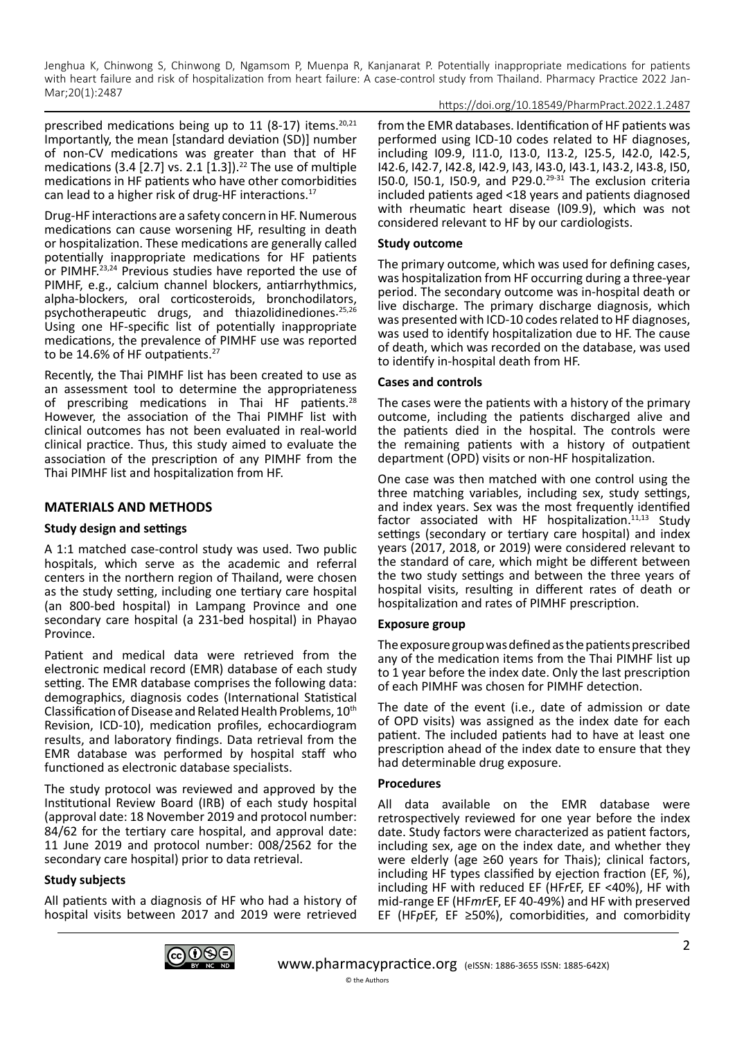prescribed medications being up to 11 (8-17) items.[20,21] Importantly, the mean [standard deviation (SD)] number of non-CV medications was greater than that of HF medications (3.4 [2.7] vs. 2.1 [1.3]).[22] The use of multiple medications in HF patients who have other comorbidities can lead to a higher risk of drug-HF interactions.[17]

Drug-HF interactions are a safety concern in HF. Numerous medications can cause worsening HF, resulting in death or hospitalization. These medications are generally called potentially inappropriate medications for HF patients or PIMHF.[23,24] Previous studies have reported the use of PIMHF, e.g., calcium channel blockers, antiarrhythmics, alpha-blockers, oral corticosteroids, bronchodilators, psychotherapeutic drugs, and thiazolidinediones.[25,26] Using one HF-specific list of potentially inappropriate medications, the prevalence of PIMHF use was reported to be 14.6% of HF outpatients.[27]

Recently, the Thai PIMHF list has been created to use as an assessment tool to determine the appropriateness of prescribing medications in Thai HF patients.[28] However, the association of the Thai PIMHF list with clinical outcomes has not been evaluated in real-world clinical practice. Thus, this study aimed to evaluate the association of the prescription of any PIMHF from the Thai PIMHF list and hospitalization from HF.

## MATERIALS AND METHODS

### Study design and settings

A 1:1 matched case-control study was used. Two public hospitals, which serve as the academic and referral centers in the northern region of Thailand, were chosen as the study setting, including one tertiary care hospital (an 800-bed hospital) in Lampang Province and one secondary care hospital (a 231-bed hospital) in Phayao Province.

Patient and medical data were retrieved from the electronic medical record (EMR) database of each study setting. The EMR database comprises the following data: demographics, diagnosis codes (International Statistical Classification of Disease and Related Health Problems, 10th Revision, ICD-10), medication profiles, echocardiogram results, and laboratory findings. Data retrieval from the EMR database was performed by hospital staff who functioned as electronic database specialists.

The study protocol was reviewed and approved by the Institutional Review Board (IRB) of each study hospital (approval date: 18 November 2019 and protocol number: 84/62 for the tertiary care hospital, and approval date: 11 June 2019 and protocol number: 008/2562 for the secondary care hospital) prior to data retrieval.

### Study subjects

All patients with a diagnosis of HF who had a history of hospital visits between 2017 and 2019 were retrieved from the EMR databases. Identification of HF patients was performed using ICD-10 codes related to HF diagnoses, including I09.9, I11.0, I13.0, I13.2, I25.5, I42.0, I42.5, I42.6, I42.7, I42.8, I42.9, I43, I43.0, I43.1, I43.2, I43.8, I50, I50.0, I50.1, I50.9, and P29.0.[29-31] The exclusion criteria included patients aged <18 years and patients diagnosed with rheumatic heart disease (I09.9), which was not considered relevant to HF by our cardiologists.

### Study outcome

The primary outcome, which was used for defining cases, was hospitalization from HF occurring during a three-year period. The secondary outcome was in-hospital death or live discharge. The primary discharge diagnosis, which was presented with ICD-10 codes related to HF diagnoses, was used to identify hospitalization due to HF. The cause of death, which was recorded on the database, was used to identify in-hospital death from HF.

### Cases and controls

The cases were the patients with a history of the primary outcome, including the patients discharged alive and the patients died in the hospital. The controls were the remaining patients with a history of outpatient department (OPD) visits or non-HF hospitalization.

One case was then matched with one control using the three matching variables, including sex, study settings, and index years. Sex was the most frequently identified factor associated with HF hospitalization.[11,13] Study settings (secondary or tertiary care hospital) and index years (2017, 2018, or 2019) were considered relevant to the standard of care, which might be different between the two study settings and between the three years of hospital visits, resulting in different rates of death or hospitalization and rates of PIMHF prescription.

### Exposure group

The exposure group was defined as the patients prescribed any of the medication items from the Thai PIMHF list up to 1 year before the index date. Only the last prescription of each PIMHF was chosen for PIMHF detection.

The date of the event (i.e., date of admission or date of OPD visits) was assigned as the index date for each patient. The included patients had to have at least one prescription ahead of the index date to ensure that they had determinable drug exposure.

### Procedures

All data available on the EMR database were retrospectively reviewed for one year before the index date. Study factors were characterized as patient factors, including sex, age on the index date, and whether they were elderly (age ≥60 years for Thais); clinical factors, including HF types classified by ejection fraction (EF, %), including HF with reduced EF (HF*r*EF, EF <40%), HF with mid-range EF (HF*mr*EF, EF 40-49%) and HF with preserved EF (HF*p*EF, EF ≥50%), comorbidities, and comorbidity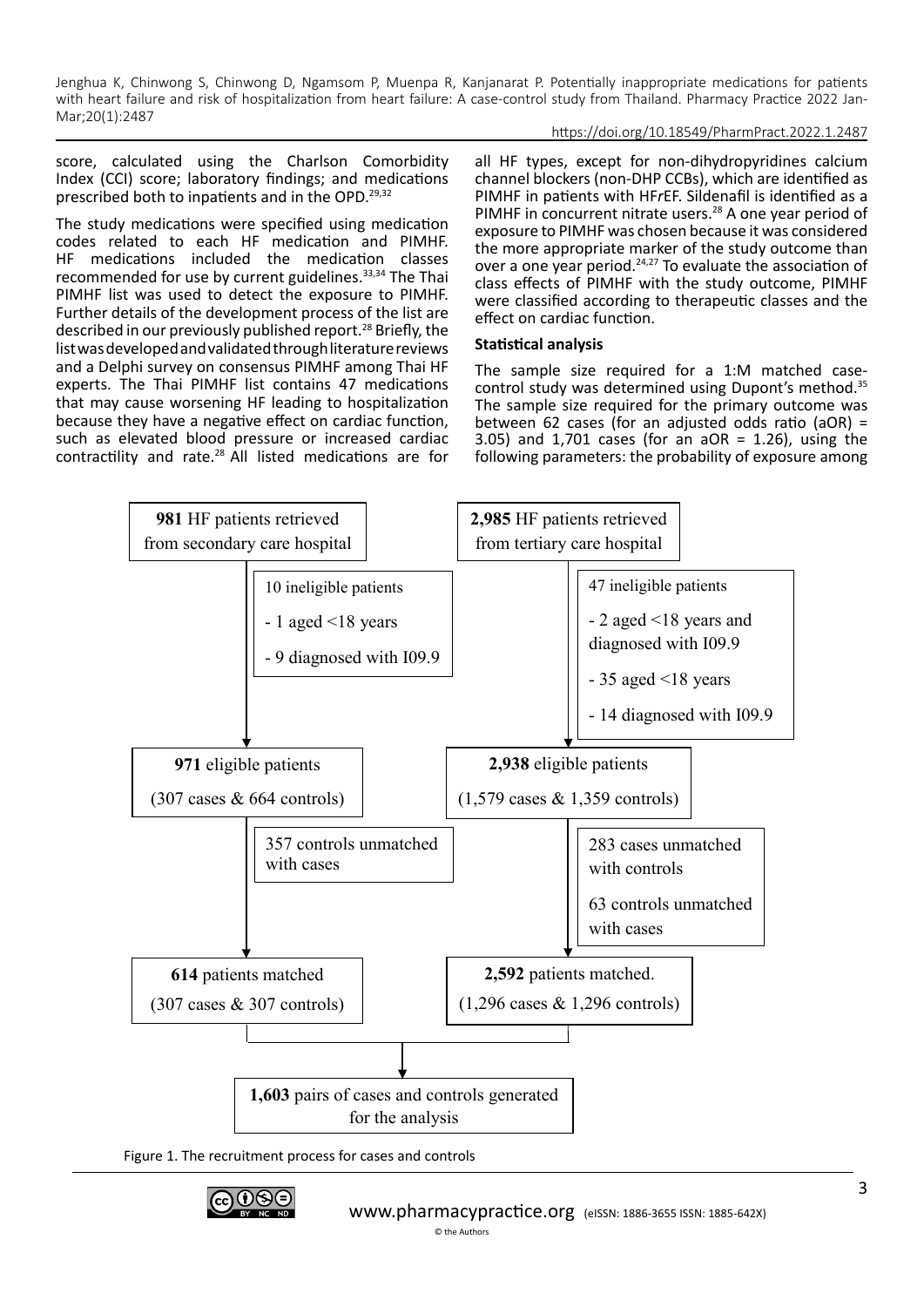score, calculated using the Charlson Comorbidity Index (CCI) score; laboratory findings; and medications prescribed both to inpatients and in the OPD.[29,32]

The study medications were specified using medication codes related to each HF medication and PIMHF. HF medications included the medication classes recommended for use by current guidelines.[33,34] The Thai PIMHF list was used to detect the exposure to PIMHF. Further details of the development process of the list are described in our previously published report.[28] Briefly, the list was developed and validated through literature reviews and a Delphi survey on consensus PIMHF among Thai HF experts. The Thai PIMHF list contains 47 medications that may cause worsening HF leading to hospitalization because they have a negative effect on cardiac function, such as elevated blood pressure or increased cardiac contractility and rate.[28] All listed medications are for all HF types, except for non-dihydropyridines calcium channel blockers (non-DHP CCBs), which are identified as PIMHF in patients with HF*r*EF. Sildenafil is identified as a PIMHF in concurrent nitrate users.[28] A one year period of exposure to PIMHF was chosen because it was considered the more appropriate marker of the study outcome than over a one year period.[24,27] To evaluate the association of class effects of PIMHF with the study outcome, PIMHF were classified according to therapeutic classes and the effect on cardiac function.

**Statistical analysis**

The sample size required for a 1:M matched case-control study was determined using Dupont's method.[35] The sample size required for the primary outcome was between 62 cases (for an adjusted odds ratio (aOR) = 3.05) and 1,701 cases (for an aOR = 1.26), using the following parameters: the probability of exposure among

**981** HF patients retrieved from secondary care hospital
→ 10 ineligible patients
- 1 aged <18 years
- 9 diagnosed with I09.9

**971** eligible patients (307 cases & 664 controls)
→ 357 controls unmatched with cases

**614** patients matched (307 cases & 307 controls)

**2,985** HF patients retrieved from tertiary care hospital
→ 47 ineligible patients
- 2 aged <18 years and diagnosed with I09.9
- 35 aged <18 years
- 14 diagnosed with I09.9

**2,938** eligible patients (1,579 cases & 1,359 controls)
→ 283 cases unmatched with controls
→ 63 controls unmatched with cases

**2,592** patients matched. (1,296 cases & 1,296 controls)

**1,603** pairs of cases and controls generated for the analysis

Figure 1. The recruitment process for cases and controls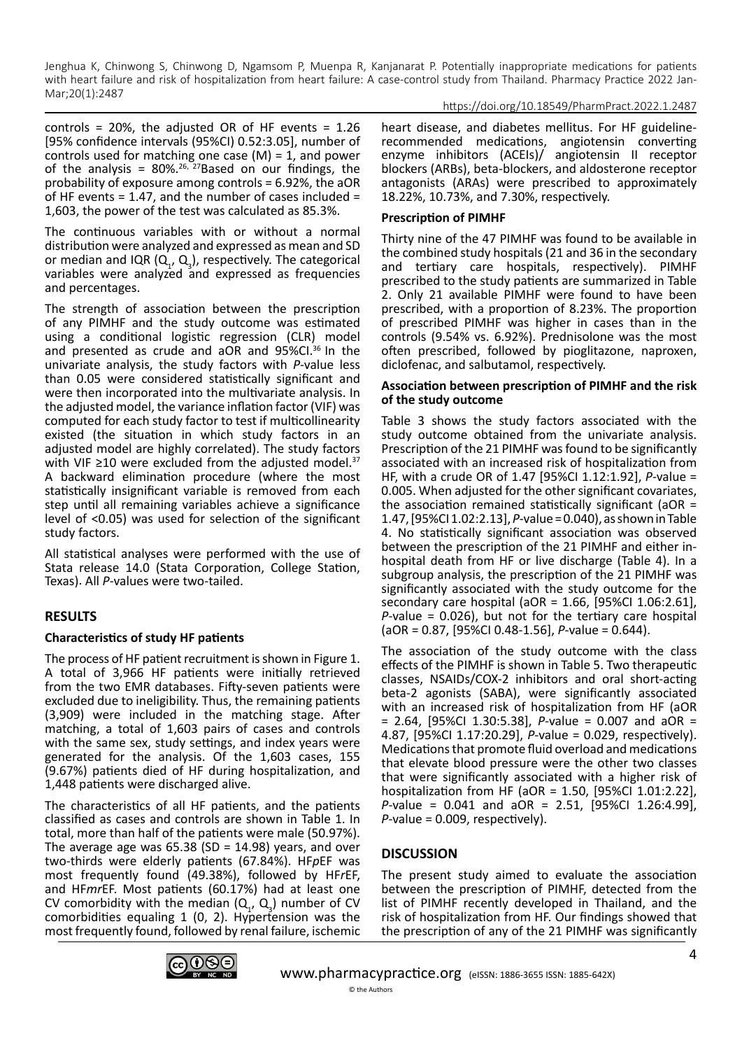controls = 20%, the adjusted OR of HF events = 1.26 [95% confidence intervals (95%CI) 0.52:3.05], number of controls used for matching one case (M) = 1, and power of the analysis = 80%.[26, 27] Based on our findings, the probability of exposure among controls = 6.92%, the aOR of HF events = 1.47, and the number of cases included = 1,603, the power of the test was calculated as 85.3%.

The continuous variables with or without a normal distribution were analyzed and expressed as mean and SD or median and IQR ($Q_1$, $Q_3$), respectively. The categorical variables were analyzed and expressed as frequencies and percentages.

The strength of association between the prescription of any PIMHF and the study outcome was estimated using a conditional logistic regression (CLR) model and presented as crude and aOR and 95%CI.[36] In the univariate analysis, the study factors with *P*-value less than 0.05 were considered statistically significant and were then incorporated into the multivariate analysis. In the adjusted model, the variance inflation factor (VIF) was computed for each study factor to test if multicollinearity existed (the situation in which study factors in an adjusted model are highly correlated). The study factors with VIF ≥10 were excluded from the adjusted model.[37] A backward elimination procedure (where the most statistically insignificant variable is removed from each step until all remaining variables achieve a significance level of <0.05) was used for selection of the significant study factors.

All statistical analyses were performed with the use of Stata release 14.0 (Stata Corporation, College Station, Texas). All *P*-values were two-tailed.

## RESULTS

### Characteristics of study HF patients

The process of HF patient recruitment is shown in Figure 1. A total of 3,966 HF patients were initially retrieved from the two EMR databases. Fifty-seven patients were excluded due to ineligibility. Thus, the remaining patients (3,909) were included in the matching stage. After matching, a total of 1,603 pairs of cases and controls with the same sex, study settings, and index years were generated for the analysis. Of the 1,603 cases, 155 (9.67%) patients died of HF during hospitalization, and 1,448 patients were discharged alive.

The characteristics of all HF patients, and the patients classified as cases and controls are shown in Table 1. In total, more than half of the patients were male (50.97%). The average age was 65.38 (SD = 14.98) years, and over two-thirds were elderly patients (67.84%). HF*p*EF was most frequently found (49.38%), followed by HF*r*EF, and HF*mr*EF. Most patients (60.17%) had at least one CV comorbidity with the median ($Q_1$, $Q_3$) number of CV comorbidities equaling 1 (0, 2). Hypertension was the most frequently found, followed by renal failure, ischemic heart disease, and diabetes mellitus. For HF guideline-recommended medications, angiotensin converting enzyme inhibitors (ACEIs)/ angiotensin II receptor blockers (ARBs), beta-blockers, and aldosterone receptor antagonists (ARAs) were prescribed to approximately 18.22%, 10.73%, and 7.30%, respectively.

### Prescription of PIMHF

Thirty nine of the 47 PIMHF was found to be available in the combined study hospitals (21 and 36 in the secondary and tertiary care hospitals, respectively). PIMHF prescribed to the study patients are summarized in Table 2. Only 21 available PIMHF were found to have been prescribed, with a proportion of 8.23%. The proportion of prescribed PIMHF was higher in cases than in the controls (9.54% vs. 6.92%). Prednisolone was the most often prescribed, followed by pioglitazone, naproxen, diclofenac, and salbutamol, respectively.

### Association between prescription of PIMHF and the risk of the study outcome

Table 3 shows the study factors associated with the study outcome obtained from the univariate analysis. Prescription of the 21 PIMHF was found to be significantly associated with an increased risk of hospitalization from HF, with a crude OR of 1.47 [95%CI 1.12:1.92], *P*-value = 0.005. When adjusted for the other significant covariates, the association remained statistically significant (aOR = 1.47, [95%CI 1.02:2.13], *P*-value = 0.040), as shown in Table 4. No statistically significant association was observed between the prescription of the 21 PIMHF and either in-hospital death from HF or live discharge (Table 4). In a subgroup analysis, the prescription of the 21 PIMHF was significantly associated with the study outcome for the secondary care hospital (aOR = 1.66, [95%CI 1.06:2.61], *P*-value = 0.026), but not for the tertiary care hospital (aOR = 0.87, [95%CI 0.48-1.56], *P*-value = 0.644).

The association of the study outcome with the class effects of the PIMHF is shown in Table 5. Two therapeutic classes, NSAIDs/COX-2 inhibitors and oral short-acting beta-2 agonists (SABA), were significantly associated with an increased risk of hospitalization from HF (aOR = 2.64, [95%CI 1.30:5.38], *P*-value = 0.007 and aOR = 4.87, [95%CI 1.17:20.29], *P*-value = 0.029, respectively). Medications that promote fluid overload and medications that elevate blood pressure were the other two classes that were significantly associated with a higher risk of hospitalization from HF (aOR = 1.50, [95%CI 1.01:2.22], *P*-value = 0.041 and aOR = 2.51, [95%CI 1.26:4.99], *P*-value = 0.009, respectively).

## DISCUSSION

The present study aimed to evaluate the association between the prescription of PIMHF, detected from the list of PIMHF recently developed in Thailand, and the risk of hospitalization from HF. Our findings showed that the prescription of any of the 21 PIMHF was significantly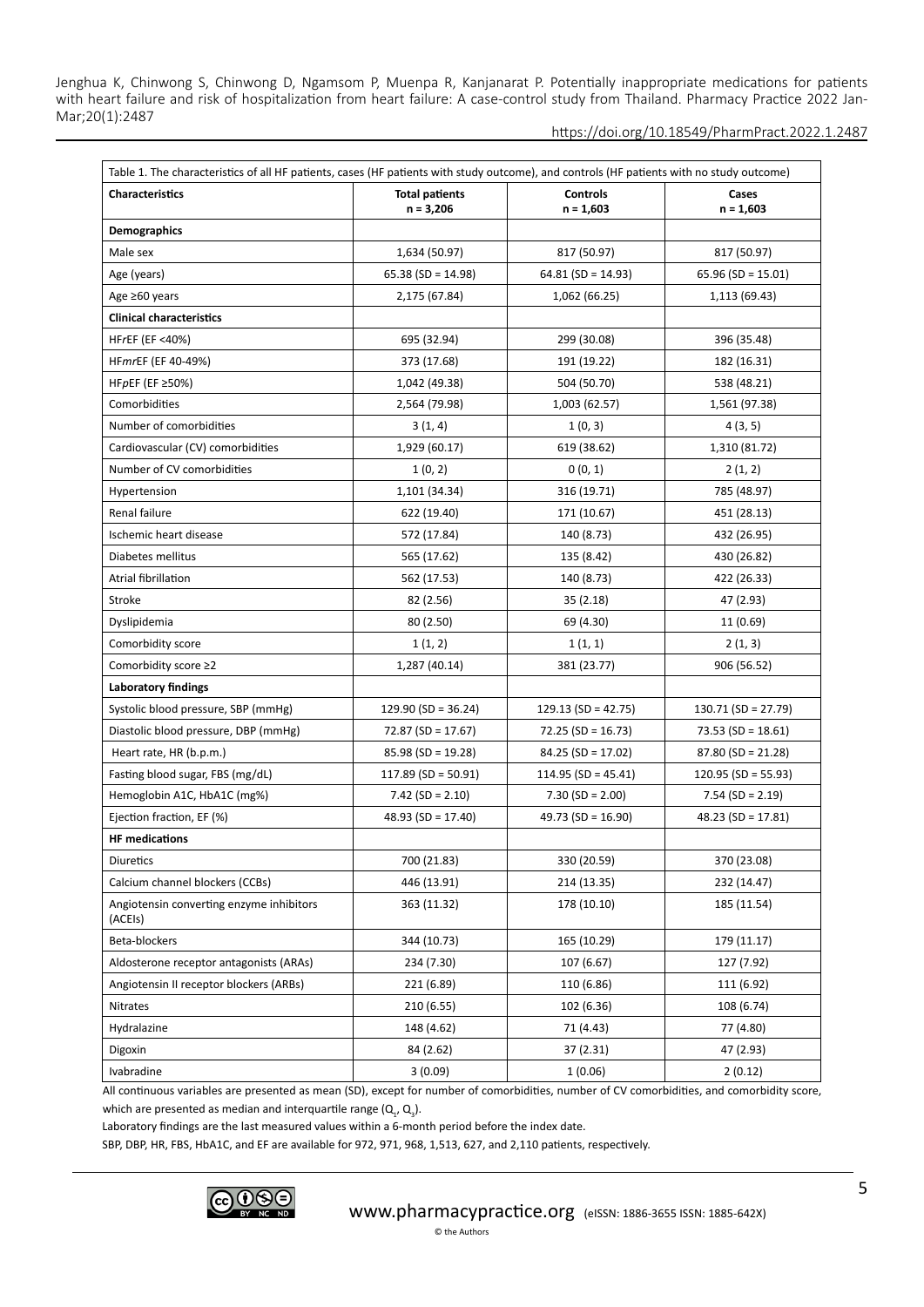Table 1. The characteristics of all HF patients, cases (HF patients with study outcome), and controls (HF patients with no study outcome)

| Characteristics | Total patients n = 3,206 | Controls n = 1,603 | Cases n = 1,603 |
|---|---|---|---|
| **Demographics** | | | |
| Male sex | 1,634 (50.97) | 817 (50.97) | 817 (50.97) |
| Age (years) | 65.38 (SD = 14.98) | 64.81 (SD = 14.93) | 65.96 (SD = 15.01) |
| Age ≥60 years | 2,175 (67.84) | 1,062 (66.25) | 1,113 (69.43) |
| **Clinical characteristics** | | | |
| HF*r*EF (EF <40%) | 695 (32.94) | 299 (30.08) | 396 (35.48) |
| HF*mr*EF (EF 40-49%) | 373 (17.68) | 191 (19.22) | 182 (16.31) |
| HF*p*EF (EF ≥50%) | 1,042 (49.38) | 504 (50.70) | 538 (48.21) |
| Comorbidities | 2,564 (79.98) | 1,003 (62.57) | 1,561 (97.38) |
| Number of comorbidities | 3 (1, 4) | 1 (0, 3) | 4 (3, 5) |
| Cardiovascular (CV) comorbidities | 1,929 (60.17) | 619 (38.62) | 1,310 (81.72) |
| Number of CV comorbidities | 1 (0, 2) | 0 (0, 1) | 2 (1, 2) |
| Hypertension | 1,101 (34.34) | 316 (19.71) | 785 (48.97) |
| Renal failure | 622 (19.40) | 171 (10.67) | 451 (28.13) |
| Ischemic heart disease | 572 (17.84) | 140 (8.73) | 432 (26.95) |
| Diabetes mellitus | 565 (17.62) | 135 (8.42) | 430 (26.82) |
| Atrial fibrillation | 562 (17.53) | 140 (8.73) | 422 (26.33) |
| Stroke | 82 (2.56) | 35 (2.18) | 47 (2.93) |
| Dyslipidemia | 80 (2.50) | 69 (4.30) | 11 (0.69) |
| Comorbidity score | 1 (1, 2) | 1 (1, 1) | 2 (1, 3) |
| Comorbidity score ≥2 | 1,287 (40.14) | 381 (23.77) | 906 (56.52) |
| **Laboratory findings** | | | |
| Systolic blood pressure, SBP (mmHg) | 129.90 (SD = 36.24) | 129.13 (SD = 42.75) | 130.71 (SD = 27.79) |
| Diastolic blood pressure, DBP (mmHg) | 72.87 (SD = 17.67) | 72.25 (SD = 16.73) | 73.53 (SD = 18.61) |
| Heart rate, HR (b.p.m.) | 85.98 (SD = 19.28) | 84.25 (SD = 17.02) | 87.80 (SD = 21.28) |
| Fasting blood sugar, FBS (mg/dL) | 117.89 (SD = 50.91) | 114.95 (SD = 45.41) | 120.95 (SD = 55.93) |
| Hemoglobin A1C, HbA1C (mg%) | 7.42 (SD = 2.10) | 7.30 (SD = 2.00) | 7.54 (SD = 2.19) |
| Ejection fraction, EF (%) | 48.93 (SD = 17.40) | 49.73 (SD = 16.90) | 48.23 (SD = 17.81) |
| **HF medications** | | | |
| Diuretics | 700 (21.83) | 330 (20.59) | 370 (23.08) |
| Calcium channel blockers (CCBs) | 446 (13.91) | 214 (13.35) | 232 (14.47) |
| Angiotensin converting enzyme inhibitors (ACEIs) | 363 (11.32) | 178 (10.10) | 185 (11.54) |
| Beta-blockers | 344 (10.73) | 165 (10.29) | 179 (11.17) |
| Aldosterone receptor antagonists (ARAs) | 234 (7.30) | 107 (6.67) | 127 (7.92) |
| Angiotensin II receptor blockers (ARBs) | 221 (6.89) | 110 (6.86) | 111 (6.92) |
| Nitrates | 210 (6.55) | 102 (6.36) | 108 (6.74) |
| Hydralazine | 148 (4.62) | 71 (4.43) | 77 (4.80) |
| Digoxin | 84 (2.62) | 37 (2.31) | 47 (2.93) |
| Ivabradine | 3 (0.09) | 1 (0.06) | 2 (0.12) |

All continuous variables are presented as mean (SD), except for number of comorbidities, number of CV comorbidities, and comorbidity score, which are presented as median and interquartile range ($Q_1$, $Q_3$).

Laboratory findings are the last measured values within a 6-month period before the index date.

SBP, DBP, HR, FBS, HbA1C, and EF are available for 972, 971, 968, 1,513, 627, and 2,110 patients, respectively.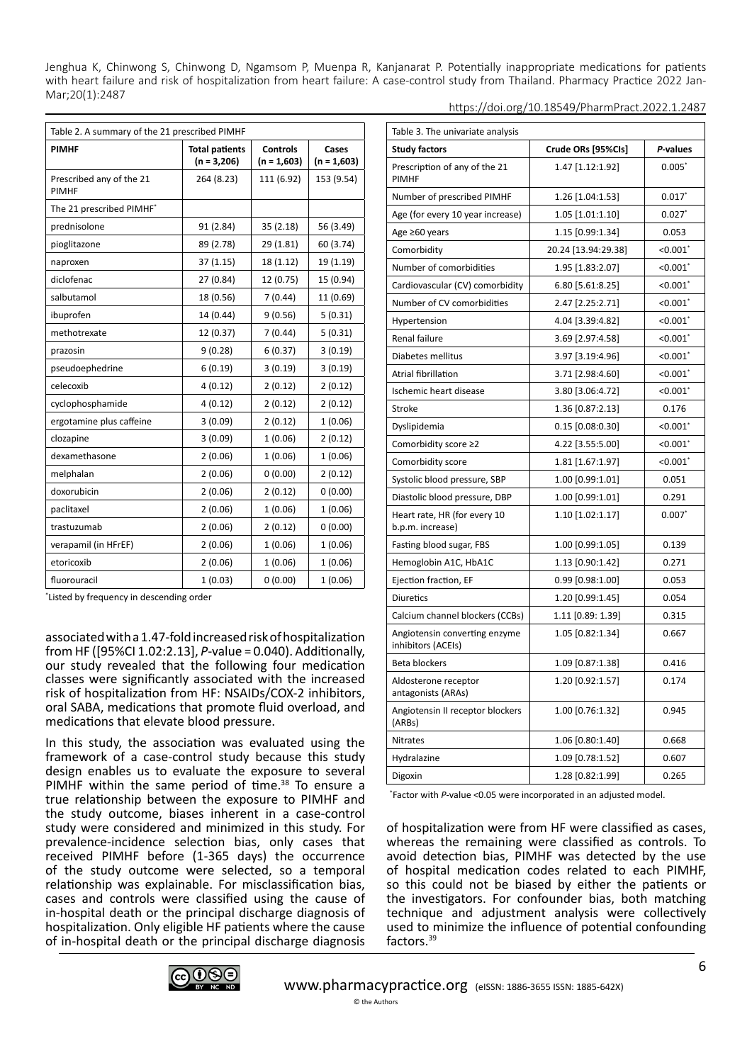| Table 2. A summary of the 21 prescribed PIMHF | | | |
|---|---|---|---|
| **PIMHF** | **Total patients (n = 3,206)** | **Controls (n = 1,603)** | **Cases (n = 1,603)** |
| Prescribed any of the 21 PIMHF | 264 (8.23) | 111 (6.92) | 153 (9.54) |
| The 21 prescribed PIMHF* | | | |
| prednisolone | 91 (2.84) | 35 (2.18) | 56 (3.49) |
| pioglitazone | 89 (2.78) | 29 (1.81) | 60 (3.74) |
| naproxen | 37 (1.15) | 18 (1.12) | 19 (1.19) |
| diclofenac | 27 (0.84) | 12 (0.75) | 15 (0.94) |
| salbutamol | 18 (0.56) | 7 (0.44) | 11 (0.69) |
| ibuprofen | 14 (0.44) | 9 (0.56) | 5 (0.31) |
| methotrexate | 12 (0.37) | 7 (0.44) | 5 (0.31) |
| prazosin | 9 (0.28) | 6 (0.37) | 3 (0.19) |
| pseudoephedrine | 6 (0.19) | 3 (0.19) | 3 (0.19) |
| celecoxib | 4 (0.12) | 2 (0.12) | 2 (0.12) |
| cyclophosphamide | 4 (0.12) | 2 (0.12) | 2 (0.12) |
| ergotamine plus caffeine | 3 (0.09) | 2 (0.12) | 1 (0.06) |
| clozapine | 3 (0.09) | 1 (0.06) | 2 (0.12) |
| dexamethasone | 2 (0.06) | 1 (0.06) | 1 (0.06) |
| melphalan | 2 (0.06) | 0 (0.00) | 2 (0.12) |
| doxorubicin | 2 (0.06) | 2 (0.12) | 0 (0.00) |
| paclitaxel | 2 (0.06) | 1 (0.06) | 1 (0.06) |
| trastuzumab | 2 (0.06) | 2 (0.12) | 0 (0.00) |
| verapamil (in HFrEF) | 2 (0.06) | 1 (0.06) | 1 (0.06) |
| etoricoxib | 2 (0.06) | 1 (0.06) | 1 (0.06) |
| fluorouracil | 1 (0.03) | 0 (0.00) | 1 (0.06) |

*Listed by frequency in descending order

associated with a 1.47-fold increased risk of hospitalization from HF ([95%CI 1.02:2.13], *P*-value = 0.040). Additionally, our study revealed that the following four medication classes were significantly associated with the increased risk of hospitalization from HF: NSAIDs/COX-2 inhibitors, oral SABA, medications that promote fluid overload, and medications that elevate blood pressure.

In this study, the association was evaluated using the framework of a case-control study because this study design enables us to evaluate the exposure to several PIMHF within the same period of time.[38] To ensure a true relationship between the exposure to PIMHF and the study outcome, biases inherent in a case-control study were considered and minimized in this study. For prevalence-incidence selection bias, only cases that received PIMHF before (1-365 days) the occurrence of the study outcome were selected, so a temporal relationship was explainable. For misclassification bias, cases and controls were classified using the cause of in-hospital death or the principal discharge diagnosis of hospitalization. Only eligible HF patients where the cause of in-hospital death or the principal discharge diagnosis of hospitalization were from HF were classified as cases, whereas the remaining were classified as controls. To avoid detection bias, PIMHF was detected by the use of hospital medication codes related to each PIMHF, so this could not be biased by either the patients or the investigators. For confounder bias, both matching technique and adjustment analysis were collectively used to minimize the influence of potential confounding factors.[39]

| Table 3. The univariate analysis | | |
|---|---|---|
| **Study factors** | **Crude ORs [95%CIs]** | ***P*-values** |
| Prescription of any of the 21 PIMHF | 1.47 [1.12:1.92] | 0.005* |
| Number of prescribed PIMHF | 1.26 [1.04:1.53] | 0.017* |
| Age (for every 10 year increase) | 1.05 [1.01:1.10] | 0.027* |
| Age ≥60 years | 1.15 [0.99:1.34] | 0.053 |
| Comorbidity | 20.24 [13.94:29.38] | <0.001* |
| Number of comorbidities | 1.95 [1.83:2.07] | <0.001* |
| Cardiovascular (CV) comorbidity | 6.80 [5.61:8.25] | <0.001* |
| Number of CV comorbidities | 2.47 [2.25:2.71] | <0.001* |
| Hypertension | 4.04 [3.39:4.82] | <0.001* |
| Renal failure | 3.69 [2.97:4.58] | <0.001* |
| Diabetes mellitus | 3.97 [3.19:4.96] | <0.001* |
| Atrial fibrillation | 3.71 [2.98:4.60] | <0.001* |
| Ischemic heart disease | 3.80 [3.06:4.72] | <0.001* |
| Stroke | 1.36 [0.87:2.13] | 0.176 |
| Dyslipidemia | 0.15 [0.08:0.30] | <0.001* |
| Comorbidity score ≥2 | 4.22 [3.55:5.00] | <0.001* |
| Comorbidity score | 1.81 [1.67:1.97] | <0.001* |
| Systolic blood pressure, SBP | 1.00 [0.99:1.01] | 0.051 |
| Diastolic blood pressure, DBP | 1.00 [0.99:1.01] | 0.291 |
| Heart rate, HR (for every 10 b.p.m. increase) | 1.10 [1.02:1.17] | 0.007* |
| Fasting blood sugar, FBS | 1.00 [0.99:1.05] | 0.139 |
| Hemoglobin A1C, HbA1C | 1.13 [0.90:1.42] | 0.271 |
| Ejection fraction, EF | 0.99 [0.98:1.00] | 0.053 |
| Diuretics | 1.20 [0.99:1.45] | 0.054 |
| Calcium channel blockers (CCBs) | 1.11 [0.89: 1.39] | 0.315 |
| Angiotensin converting enzyme inhibitors (ACEIs) | 1.05 [0.82:1.34] | 0.667 |
| Beta blockers | 1.09 [0.87:1.38] | 0.416 |
| Aldosterone receptor antagonists (ARAs) | 1.20 [0.92:1.57] | 0.174 |
| Angiotensin II receptor blockers (ARBs) | 1.00 [0.76:1.32] | 0.945 |
| Nitrates | 1.06 [0.80:1.40] | 0.668 |
| Hydralazine | 1.09 [0.78:1.52] | 0.607 |
| Digoxin | 1.28 [0.82:1.99] | 0.265 |

*Factor with *P*-value <0.05 were incorporated in an adjusted model.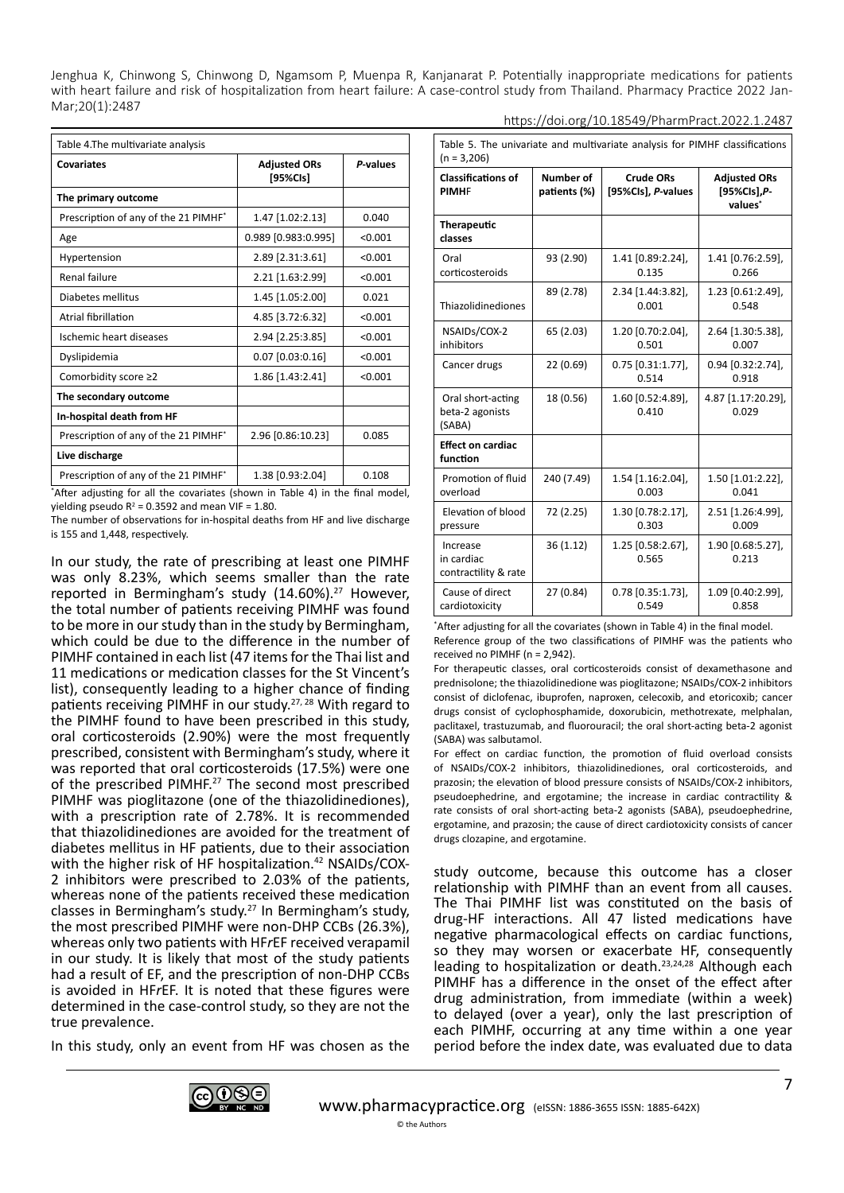Table 4.The multivariate analysis

| Covariates | Adjusted ORs [95%CIs] | *P*-values |
|---|---|---|
| **The primary outcome** | | |
| Prescription of any of the 21 PIMHF* | 1.47 [1.02:2.13] | 0.040 |
| Age | 0.989 [0.983:0.995] | <0.001 |
| Hypertension | 2.89 [2.31:3.61] | <0.001 |
| Renal failure | 2.21 [1.63:2.99] | <0.001 |
| Diabetes mellitus | 1.45 [1.05:2.00] | 0.021 |
| Atrial fibrillation | 4.85 [3.72:6.32] | <0.001 |
| Ischemic heart diseases | 2.94 [2.25:3.85] | <0.001 |
| Dyslipidemia | 0.07 [0.03:0.16] | <0.001 |
| Comorbidity score ≥2 | 1.86 [1.43:2.41] | <0.001 |
| **The secondary outcome** | | |
| **In-hospital death from HF** | | |
| Prescription of any of the 21 PIMHF* | 2.96 [0.86:10.23] | 0.085 |
| **Live discharge** | | |
| Prescription of any of the 21 PIMHF* | 1.38 [0.93:2.04] | 0.108 |

*After adjusting for all the covariates (shown in Table 4) in the final model, yielding pseudo $R^2$ = 0.3592 and mean VIF = 1.80.

The number of observations for in-hospital deaths from HF and live discharge is 155 and 1,448, respectively.

Table 5. The univariate and multivariate analysis for PIMHF classifications (n = 3,206)

| Classifications of PIMHF | Number of patients (%) | Crude ORs [95%CIs], *P*-values | Adjusted ORs [95%CIs],*P*-values* |
|---|---|---|---|
| **Therapeutic classes** | | | |
| Oral corticosteroids | 93 (2.90) | 1.41 [0.89:2.24], 0.135 | 1.41 [0.76:2.59], 0.266 |
| Thiazolidinediones | 89 (2.78) | 2.34 [1.44:3.82], 0.001 | 1.23 [0.61:2.49], 0.548 |
| NSAIDs/COX-2 inhibitors | 65 (2.03) | 1.20 [0.70:2.04], 0.501 | 2.64 [1.30:5.38], 0.007 |
| Cancer drugs | 22 (0.69) | 0.75 [0.31:1.77], 0.514 | 0.94 [0.32:2.74], 0.918 |
| Oral short-acting beta-2 agonists (SABA) | 18 (0.56) | 1.60 [0.52:4.89], 0.410 | 4.87 [1.17:20.29], 0.029 |
| **Effect on cardiac function** | | | |
| Promotion of fluid overload | 240 (7.49) | 1.54 [1.16:2.04], 0.003 | 1.50 [1.01:2.22], 0.041 |
| Elevation of blood pressure | 72 (2.25) | 1.30 [0.78:2.17], 0.303 | 2.51 [1.26:4.99], 0.009 |
| Increase in cardiac contractility & rate | 36 (1.12) | 1.25 [0.58:2.67], 0.565 | 1.90 [0.68:5.27], 0.213 |
| Cause of direct cardiotoxicity | 27 (0.84) | 0.78 [0.35:1.73], 0.549 | 1.09 [0.40:2.99], 0.858 |

*After adjusting for all the covariates (shown in Table 4) in the final model.

Reference group of the two classifications of PIMHF was the patients who received no PIMHF (n = 2,942).

For therapeutic classes, oral corticosteroids consist of dexamethasone and prednisolone; the thiazolidinedione was pioglitazone; NSAIDs/COX-2 inhibitors consist of diclofenac, ibuprofen, naproxen, celecoxib, and etoricoxib; cancer drugs consist of cyclophosphamide, doxorubicin, methotrexate, melphalan, paclitaxel, trastuzumab, and fluorouracil; the oral short-acting beta-2 agonist (SABA) was salbutamol.

For effect on cardiac function, the promotion of fluid overload consists of NSAIDs/COX-2 inhibitors, thiazolidinediones, oral corticosteroids, and prazosin; the elevation of blood pressure consists of NSAIDs/COX-2 inhibitors, pseudoephedrine, and ergotamine; the increase in cardiac contractility & rate consists of oral short-acting beta-2 agonists (SABA), pseudoephedrine, ergotamine, and prazosin; the cause of direct cardiotoxicity consists of cancer drugs clozapine, and ergotamine.

In our study, the rate of prescribing at least one PIMHF was only 8.23%, which seems smaller than the rate reported in Bermingham's study (14.60%).[27] However, the total number of patients receiving PIMHF was found to be more in our study than in the study by Bermingham, which could be due to the difference in the number of PIMHF contained in each list (47 items for the Thai list and 11 medications or medication classes for the St Vincent's list), consequently leading to a higher chance of finding patients receiving PIMHF in our study.[27, 28] With regard to the PIMHF found to have been prescribed in this study, oral corticosteroids (2.90%) were the most frequently prescribed, consistent with Bermingham's study, where it was reported that oral corticosteroids (17.5%) were one of the prescribed PIMHF.[27] The second most prescribed PIMHF was pioglitazone (one of the thiazolidinediones), with a prescription rate of 2.78%. It is recommended that thiazolidinediones are avoided for the treatment of diabetes mellitus in HF patients, due to their association with the higher risk of HF hospitalization.[42] NSAIDs/COX-2 inhibitors were prescribed to 2.03% of the patients, whereas none of the patients received these medication classes in Bermingham's study.[27] In Bermingham's study, the most prescribed PIMHF were non-DHP CCBs (26.3%), whereas only two patients with HF*r*EF received verapamil in our study. It is likely that most of the study patients had a result of EF, and the prescription of non-DHP CCBs is avoided in HF*r*EF. It is noted that these figures were determined in the case-control study, so they are not the true prevalence.

In this study, only an event from HF was chosen as the study outcome, because this outcome has a closer relationship with PIMHF than an event from all causes. The Thai PIMHF list was constituted on the basis of drug-HF interactions. All 47 listed medications have negative pharmacological effects on cardiac functions, so they may worsen or exacerbate HF, consequently leading to hospitalization or death.[23,24,28] Although each PIMHF has a difference in the onset of the effect after drug administration, from immediate (within a week) to delayed (over a year), only the last prescription of each PIMHF, occurring at any time within a one year period before the index date, was evaluated due to data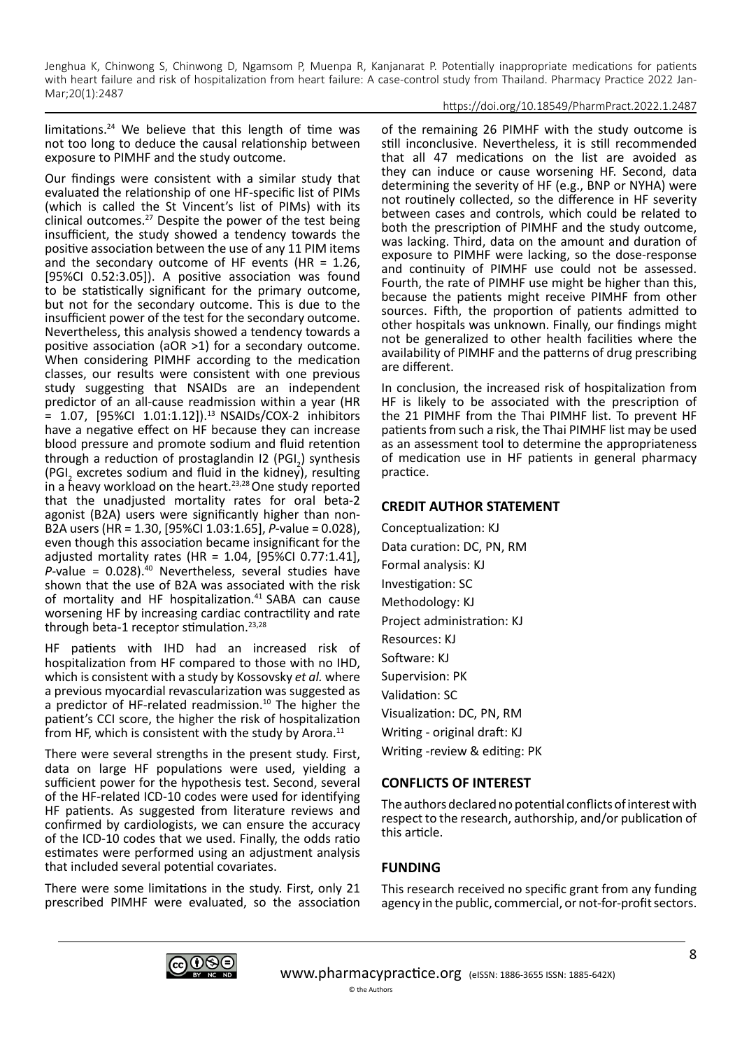limitations.[24] We believe that this length of time was not too long to deduce the causal relationship between exposure to PIMHF and the study outcome.

Our findings were consistent with a similar study that evaluated the relationship of one HF-specific list of PIMs (which is called the St Vincent's list of PIMs) with its clinical outcomes.[27] Despite the power of the test being insufficient, the study showed a tendency towards the positive association between the use of any 11 PIM items and the secondary outcome of HF events (HR = 1.26, [95%CI 0.52:3.05]). A positive association was found to be statistically significant for the primary outcome, but not for the secondary outcome. This is due to the insufficient power of the test for the secondary outcome. Nevertheless, this analysis showed a tendency towards a positive association (aOR >1) for a secondary outcome. When considering PIMHF according to the medication classes, our results were consistent with one previous study suggesting that NSAIDs are an independent predictor of an all-cause readmission within a year (HR = 1.07, [95%CI 1.01:1.12]).[13] NSAIDs/COX-2 inhibitors have a negative effect on HF because they can increase blood pressure and promote sodium and fluid retention through a reduction of prostaglandin I2 ($PGI_2$) synthesis ($PGI_2$ excretes sodium and fluid in the kidney), resulting in a heavy workload on the heart.[23,28] One study reported that the unadjusted mortality rates for oral beta-2 agonist (B2A) users were significantly higher than non-B2A users (HR = 1.30, [95%CI 1.03:1.65], *P*-value = 0.028), even though this association became insignificant for the adjusted mortality rates (HR = 1.04, [95%CI 0.77:1.41], *P*-value = 0.028).[40] Nevertheless, several studies have shown that the use of B2A was associated with the risk of mortality and HF hospitalization.[41] SABA can cause worsening HF by increasing cardiac contractility and rate through beta-1 receptor stimulation.[23,28]

HF patients with IHD had an increased risk of hospitalization from HF compared to those with no IHD, which is consistent with a study by Kossovsky *et al.* where a previous myocardial revascularization was suggested as a predictor of HF-related readmission.[10] The higher the patient's CCI score, the higher the risk of hospitalization from HF, which is consistent with the study by Arora.[11]

There were several strengths in the present study. First, data on large HF populations were used, yielding a sufficient power for the hypothesis test. Second, several of the HF-related ICD-10 codes were used for identifying HF patients. As suggested from literature reviews and confirmed by cardiologists, we can ensure the accuracy of the ICD-10 codes that we used. Finally, the odds ratio estimates were performed using an adjustment analysis that included several potential covariates.

There were some limitations in the study. First, only 21 prescribed PIMHF were evaluated, so the association of the remaining 26 PIMHF with the study outcome is still inconclusive. Nevertheless, it is still recommended that all 47 medications on the list are avoided as they can induce or cause worsening HF. Second, data determining the severity of HF (e.g., BNP or NYHA) were not routinely collected, so the difference in HF severity between cases and controls, which could be related to both the prescription of PIMHF and the study outcome, was lacking. Third, data on the amount and duration of exposure to PIMHF were lacking, so the dose-response and continuity of PIMHF use could not be assessed. Fourth, the rate of PIMHF use might be higher than this, because the patients might receive PIMHF from other sources. Fifth, the proportion of patients admitted to other hospitals was unknown. Finally, our findings might not be generalized to other health facilities where the availability of PIMHF and the patterns of drug prescribing are different.

In conclusion, the increased risk of hospitalization from HF is likely to be associated with the prescription of the 21 PIMHF from the Thai PIMHF list. To prevent HF patients from such a risk, the Thai PIMHF list may be used as an assessment tool to determine the appropriateness of medication use in HF patients in general pharmacy practice.

## CREDIT AUTHOR STATEMENT

Conceptualization: KJ
Data curation: DC, PN, RM
Formal analysis: KJ
Investigation: SC
Methodology: KJ
Project administration: KJ
Resources: KJ
Software: KJ
Supervision: PK
Validation: SC
Visualization: DC, PN, RM
Writing - original draft: KJ
Writing -review & editing: PK

## CONFLICTS OF INTEREST

The authors declared no potential conflicts of interest with respect to the research, authorship, and/or publication of this article.

## FUNDING

This research received no specific grant from any funding agency in the public, commercial, or not-for-profit sectors.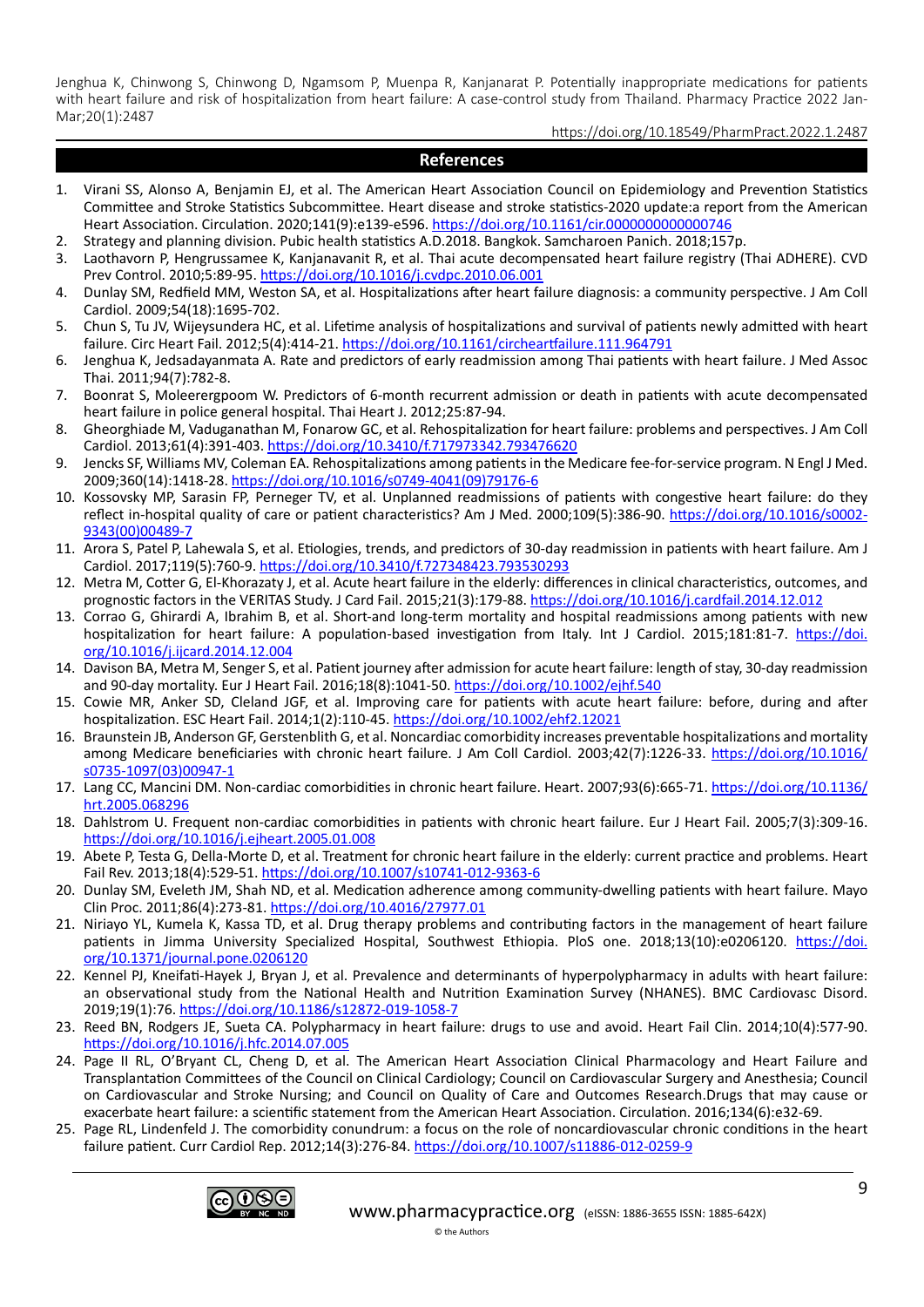## References

1. Virani SS, Alonso A, Benjamin EJ, et al. The American Heart Association Council on Epidemiology and Prevention Statistics Committee and Stroke Statistics Subcommittee. Heart disease and stroke statistics-2020 update:a report from the American Heart Association. Circulation. 2020;141(9):e139-e596. https://doi.org/10.1161/cir.0000000000000746
2. Strategy and planning division. Pubic health statistics A.D.2018. Bangkok. Samcharoen Panich. 2018;157p.
3. Laothavorn P, Hengrussamee K, Kanjanavanit R, et al. Thai acute decompensated heart failure registry (Thai ADHERE). CVD Prev Control. 2010;5:89-95. https://doi.org/10.1016/j.cvdpc.2010.06.001
4. Dunlay SM, Redfield MM, Weston SA, et al. Hospitalizations after heart failure diagnosis: a community perspective. J Am Coll Cardiol. 2009;54(18):1695-702.
5. Chun S, Tu JV, Wijeysundera HC, et al. Lifetime analysis of hospitalizations and survival of patients newly admitted with heart failure. Circ Heart Fail. 2012;5(4):414-21. https://doi.org/10.1161/circheartfailure.111.964791
6. Jenghua K, Jedsadayanmata A. Rate and predictors of early readmission among Thai patients with heart failure. J Med Assoc Thai. 2011;94(7):782-8.
7. Boonrat S, Moleerergpoom W. Predictors of 6-month recurrent admission or death in patients with acute decompensated heart failure in police general hospital. Thai Heart J. 2012;25:87-94.
8. Gheorghiade M, Vaduganathan M, Fonarow GC, et al. Rehospitalization for heart failure: problems and perspectives. J Am Coll Cardiol. 2013;61(4):391-403. https://doi.org/10.3410/f.717973342.793476620
9. Jencks SF, Williams MV, Coleman EA. Rehospitalizations among patients in the Medicare fee-for-service program. N Engl J Med. 2009;360(14):1418-28. https://doi.org/10.1016/s0749-4041(09)79176-6
10. Kossovsky MP, Sarasin FP, Perneger TV, et al. Unplanned readmissions of patients with congestive heart failure: do they reflect in-hospital quality of care or patient characteristics? Am J Med. 2000;109(5):386-90. https://doi.org/10.1016/s0002-9343(00)00489-7
11. Arora S, Patel P, Lahewala S, et al. Etiologies, trends, and predictors of 30-day readmission in patients with heart failure. Am J Cardiol. 2017;119(5):760-9. https://doi.org/10.3410/f.727348423.793530293
12. Metra M, Cotter G, El-Khorazaty J, et al. Acute heart failure in the elderly: differences in clinical characteristics, outcomes, and prognostic factors in the VERITAS Study. J Card Fail. 2015;21(3):179-88. https://doi.org/10.1016/j.cardfail.2014.12.012
13. Corrao G, Ghirardi A, Ibrahim B, et al. Short-and long-term mortality and hospital readmissions among patients with new hospitalization for heart failure: A population-based investigation from Italy. Int J Cardiol. 2015;181:81-7. https://doi.org/10.1016/j.ijcard.2014.12.004
14. Davison BA, Metra M, Senger S, et al. Patient journey after admission for acute heart failure: length of stay, 30-day readmission and 90-day mortality. Eur J Heart Fail. 2016;18(8):1041-50. https://doi.org/10.1002/ejhf.540
15. Cowie MR, Anker SD, Cleland JGF, et al. Improving care for patients with acute heart failure: before, during and after hospitalization. ESC Heart Fail. 2014;1(2):110-45. https://doi.org/10.1002/ehf2.12021
16. Braunstein JB, Anderson GF, Gerstenblith G, et al. Noncardiac comorbidity increases preventable hospitalizations and mortality among Medicare beneficiaries with chronic heart failure. J Am Coll Cardiol. 2003;42(7):1226-33. https://doi.org/10.1016/s0735-1097(03)00947-1
17. Lang CC, Mancini DM. Non-cardiac comorbidities in chronic heart failure. Heart. 2007;93(6):665-71. https://doi.org/10.1136/hrt.2005.068296
18. Dahlstrom U. Frequent non-cardiac comorbidities in patients with chronic heart failure. Eur J Heart Fail. 2005;7(3):309-16. https://doi.org/10.1016/j.ejheart.2005.01.008
19. Abete P, Testa G, Della-Morte D, et al. Treatment for chronic heart failure in the elderly: current practice and problems. Heart Fail Rev. 2013;18(4):529-51. https://doi.org/10.1007/s10741-012-9363-6
20. Dunlay SM, Eveleth JM, Shah ND, et al. Medication adherence among community-dwelling patients with heart failure. Mayo Clin Proc. 2011;86(4):273-81. https://doi.org/10.4016/27977.01
21. Niriayo YL, Kumela K, Kassa TD, et al. Drug therapy problems and contributing factors in the management of heart failure patients in Jimma University Specialized Hospital, Southwest Ethiopia. PloS one. 2018;13(10):e0206120. https://doi.org/10.1371/journal.pone.0206120
22. Kennel PJ, Kneifati-Hayek J, Bryan J, et al. Prevalence and determinants of hyperpolypharmacy in adults with heart failure: an observational study from the National Health and Nutrition Examination Survey (NHANES). BMC Cardiovasc Disord. 2019;19(1):76. https://doi.org/10.1186/s12872-019-1058-7
23. Reed BN, Rodgers JE, Sueta CA. Polypharmacy in heart failure: drugs to use and avoid. Heart Fail Clin. 2014;10(4):577-90. https://doi.org/10.1016/j.hfc.2014.07.005
24. Page II RL, O'Bryant CL, Cheng D, et al. The American Heart Association Clinical Pharmacology and Heart Failure and Transplantation Committees of the Council on Clinical Cardiology; Council on Cardiovascular Surgery and Anesthesia; Council on Cardiovascular and Stroke Nursing; and Council on Quality of Care and Outcomes Research.Drugs that may cause or exacerbate heart failure: a scientific statement from the American Heart Association. Circulation. 2016;134(6):e32-69.
25. Page RL, Lindenfeld J. The comorbidity conundrum: a focus on the role of noncardiovascular chronic conditions in the heart failure patient. Curr Cardiol Rep. 2012;14(3):276-84. https://doi.org/10.1007/s11886-012-0259-9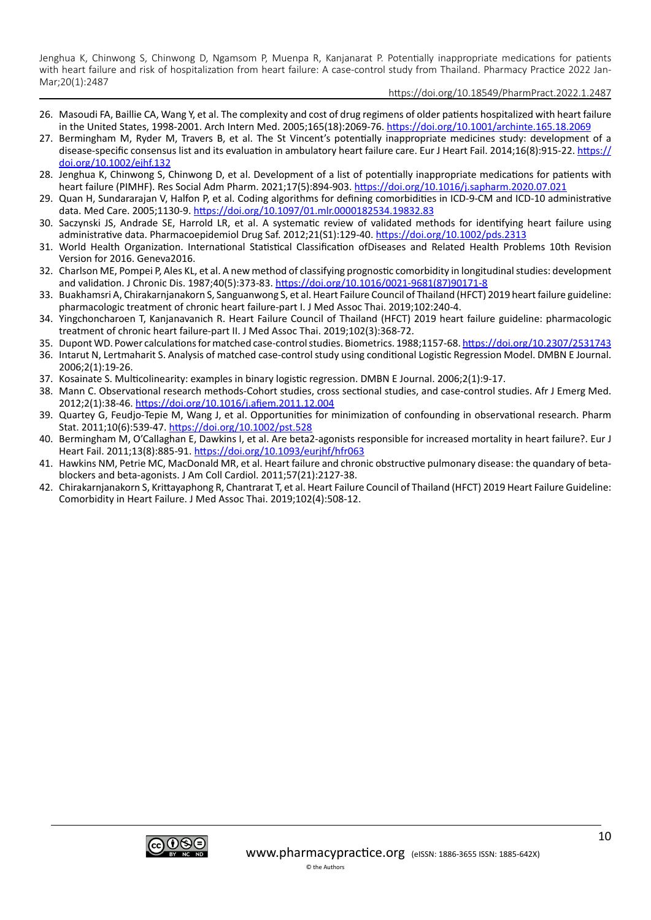26. Masoudi FA, Baillie CA, Wang Y, et al. The complexity and cost of drug regimens of older patients hospitalized with heart failure in the United States, 1998-2001. Arch Intern Med. 2005;165(18):2069-76. https://doi.org/10.1001/archinte.165.18.2069
27. Bermingham M, Ryder M, Travers B, et al. The St Vincent's potentially inappropriate medicines study: development of a disease-specific consensus list and its evaluation in ambulatory heart failure care. Eur J Heart Fail. 2014;16(8):915-22. https://doi.org/10.1002/ejhf.132
28. Jenghua K, Chinwong S, Chinwong D, et al. Development of a list of potentially inappropriate medications for patients with heart failure (PIMHF). Res Social Adm Pharm. 2021;17(5):894-903. https://doi.org/10.1016/j.sapharm.2020.07.021
29. Quan H, Sundararajan V, Halfon P, et al. Coding algorithms for defining comorbidities in ICD-9-CM and ICD-10 administrative data. Med Care. 2005;1130-9. https://doi.org/10.1097/01.mlr.0000182534.19832.83
30. Saczynski JS, Andrade SE, Harrold LR, et al. A systematic review of validated methods for identifying heart failure using administrative data. Pharmacoepidemiol Drug Saf. 2012;21(S1):129-40. https://doi.org/10.1002/pds.2313
31. World Health Organization. International Statistical Classification ofDiseases and Related Health Problems 10th Revision Version for 2016. Geneva2016.
32. Charlson ME, Pompei P, Ales KL, et al. A new method of classifying prognostic comorbidity in longitudinal studies: development and validation. J Chronic Dis. 1987;40(5):373-83. https://doi.org/10.1016/0021-9681(87)90171-8
33. Buakhamsri A, Chirakarnjanakorn S, Sanguanwong S, et al. Heart Failure Council of Thailand (HFCT) 2019 heart failure guideline: pharmacologic treatment of chronic heart failure-part I. J Med Assoc Thai. 2019;102:240-4.
34. Yingchoncharoen T, Kanjanavanich R. Heart Failure Council of Thailand (HFCT) 2019 heart failure guideline: pharmacologic treatment of chronic heart failure-part II. J Med Assoc Thai. 2019;102(3):368-72.
35. Dupont WD. Power calculations for matched case-control studies. Biometrics. 1988;1157-68. https://doi.org/10.2307/2531743
36. Intarut N, Lertmaharit S. Analysis of matched case-control study using conditional Logistic Regression Model. DMBN E Journal. 2006;2(1):19-26.
37. Kosainate S. Multicolinearity: examples in binary logistic regression. DMBN E Journal. 2006;2(1):9-17.
38. Mann C. Observational research methods-Cohort studies, cross sectional studies, and case-control studies. Afr J Emerg Med. 2012;2(1):38-46. https://doi.org/10.1016/j.afjem.2011.12.004
39. Quartey G, Feudjo-Tepie M, Wang J, et al. Opportunities for minimization of confounding in observational research. Pharm Stat. 2011;10(6):539-47. https://doi.org/10.1002/pst.528
40. Bermingham M, O'Callaghan E, Dawkins I, et al. Are beta2-agonists responsible for increased mortality in heart failure?. Eur J Heart Fail. 2011;13(8):885-91. https://doi.org/10.1093/eurjhf/hfr063
41. Hawkins NM, Petrie MC, MacDonald MR, et al. Heart failure and chronic obstructive pulmonary disease: the quandary of beta-blockers and beta-agonists. J Am Coll Cardiol. 2011;57(21):2127-38.
42. Chirakarnjanakorn S, Krittayaphong R, Chantrarat T, et al. Heart Failure Council of Thailand (HFCT) 2019 Heart Failure Guideline: Comorbidity in Heart Failure. J Med Assoc Thai. 2019;102(4):508-12.